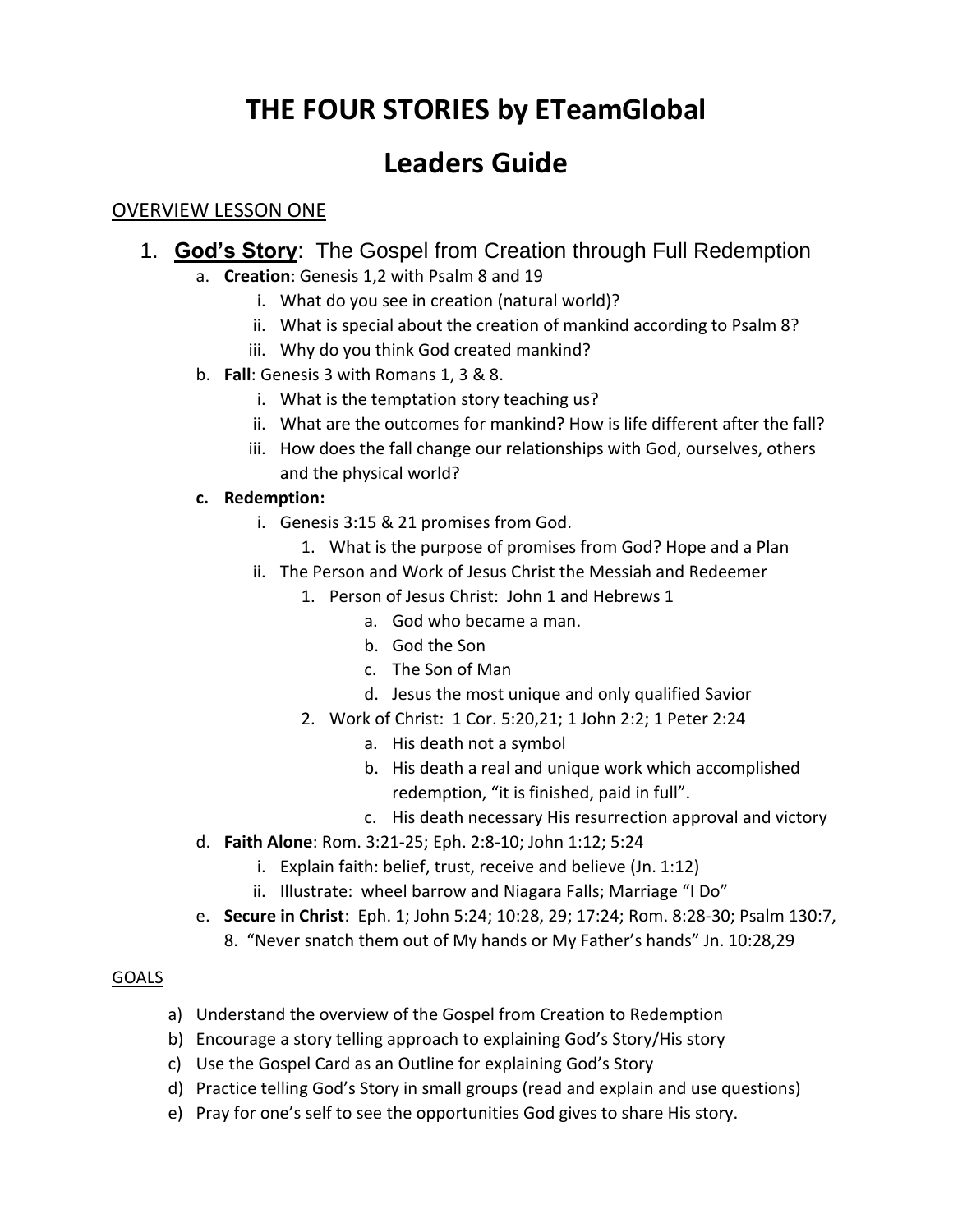# THE FOUR STORIES by ETeamGlobal

# Leaders Guide

OVERVIEW LESSON ONE

1. **God's Story**: The Gospel from Creation through Full Redemption
   a. **Creation**: Genesis 1,2 with Psalm 8 and 19
      i. What do you see in creation (natural world)?
      ii. What is special about the creation of mankind according to Psalm 8?
      iii. Why do you think God created mankind?
   b. **Fall**: Genesis 3 with Romans 1, 3 & 8.
      i. What is the temptation story teaching us?
      ii. What are the outcomes for mankind? How is life different after the fall?
      iii. How does the fall change our relationships with God, ourselves, others and the physical world?
   c. **Redemption:**
      i. Genesis 3:15 & 21 promises from God.
         1. What is the purpose of promises from God? Hope and a Plan
      ii. The Person and Work of Jesus Christ the Messiah and Redeemer
         1. Person of Jesus Christ: John 1 and Hebrews 1
            a. God who became a man.
            b. God the Son
            c. The Son of Man
            d. Jesus the most unique and only qualified Savior
         2. Work of Christ: 1 Cor. 5:20,21; 1 John 2:2; 1 Peter 2:24
            a. His death not a symbol
            b. His death a real and unique work which accomplished redemption, "it is finished, paid in full".
            c. His death necessary His resurrection approval and victory
   d. **Faith Alone**: Rom. 3:21-25; Eph. 2:8-10; John 1:12; 5:24
      i. Explain faith: belief, trust, receive and believe (Jn. 1:12)
      ii. Illustrate: wheel barrow and Niagara Falls; Marriage "I Do"
   e. **Secure in Christ**: Eph. 1; John 5:24; 10:28, 29; 17:24; Rom. 8:28-30; Psalm 130:7, 8. "Never snatch them out of My hands or My Father's hands" Jn. 10:28,29

GOALS

a) Understand the overview of the Gospel from Creation to Redemption
b) Encourage a story telling approach to explaining God's Story/His story
c) Use the Gospel Card as an Outline for explaining God's Story
d) Practice telling God's Story in small groups (read and explain and use questions)
e) Pray for one's self to see the opportunities God gives to share His story.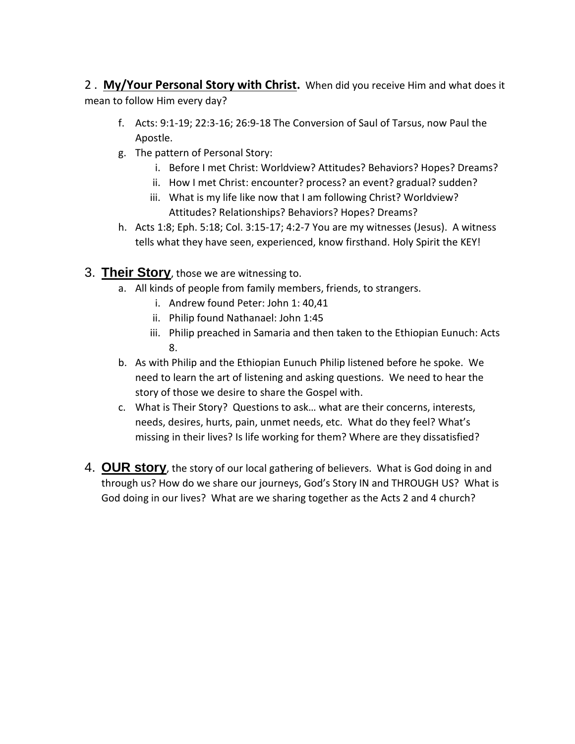2 . **<u>My/Your Personal Story with Christ</u>.** When did you receive Him and what does it mean to follow Him every day?

f. Acts: 9:1-19; 22:3-16; 26:9-18 The Conversion of Saul of Tarsus, now Paul the Apostle.
g. The pattern of Personal Story:
    i. Before I met Christ: Worldview? Attitudes? Behaviors? Hopes? Dreams?
    ii. How I met Christ: encounter? process? an event? gradual? sudden?
    iii. What is my life like now that I am following Christ? Worldview? Attitudes? Relationships? Behaviors? Hopes? Dreams?
h. Acts 1:8; Eph. 5:18; Col. 3:15-17; 4:2-7 You are my witnesses (Jesus). A witness tells what they have seen, experienced, know firsthand. Holy Spirit the KEY!

3. **<u>Their Story</u>**, those we are witnessing to.
    a. All kinds of people from family members, friends, to strangers.
        i. Andrew found Peter: John 1: 40,41
        ii. Philip found Nathanael: John 1:45
        iii. Philip preached in Samaria and then taken to the Ethiopian Eunuch: Acts 8.
    b. As with Philip and the Ethiopian Eunuch Philip listened before he spoke. We need to learn the art of listening and asking questions. We need to hear the story of those we desire to share the Gospel with.
    c. What is Their Story? Questions to ask… what are their concerns, interests, needs, desires, hurts, pain, unmet needs, etc. What do they feel? What's missing in their lives? Is life working for them? Where are they dissatisfied?

4. **<u>OUR story</u>**, the story of our local gathering of believers. What is God doing in and through us? How do we share our journeys, God's Story IN and THROUGH US? What is God doing in our lives? What are we sharing together as the Acts 2 and 4 church?